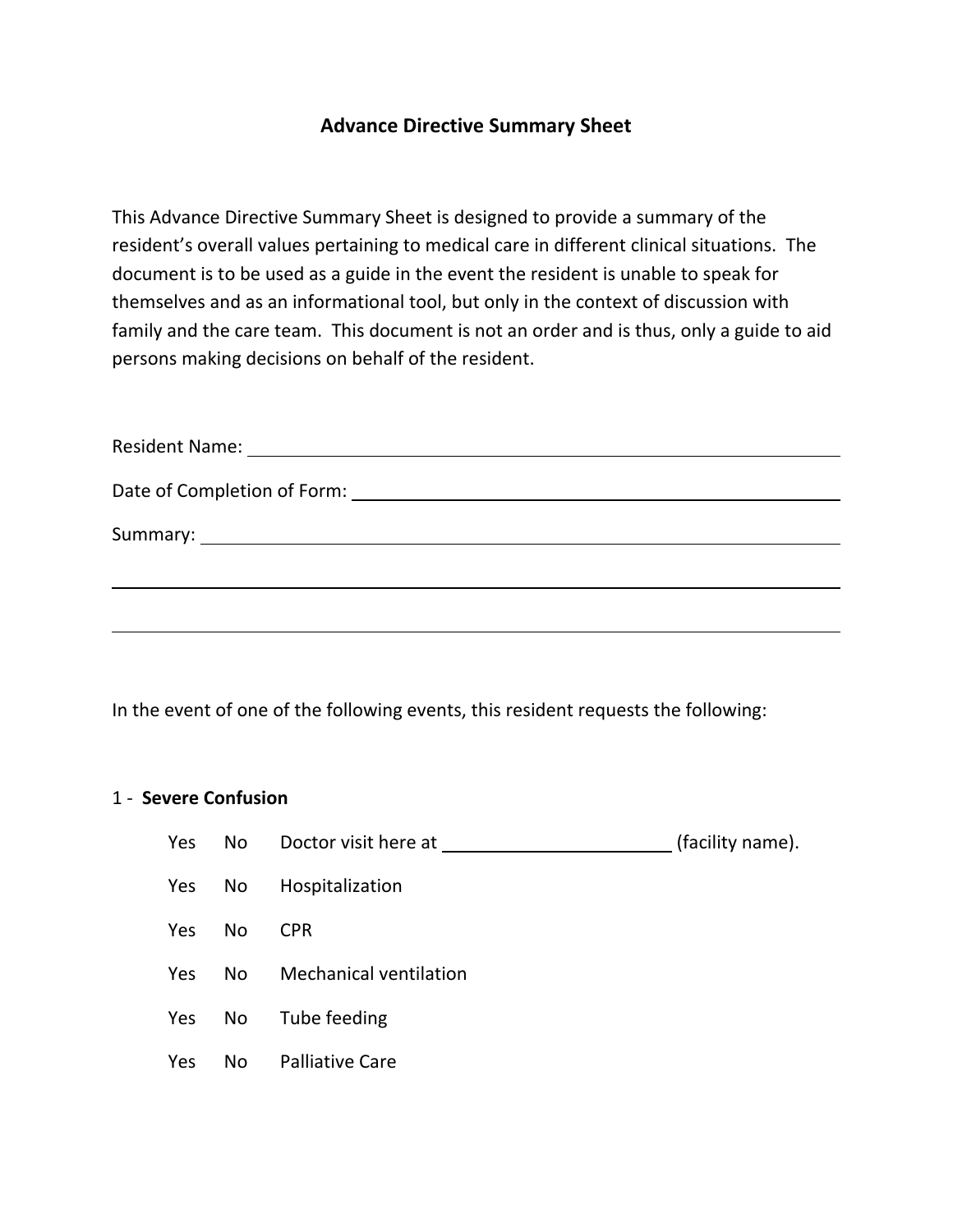## Advance Directive Summary Sheet

This Advance Directive Summary Sheet is designed to provide a summary of the resident's overall values pertaining to medical care in different clinical situations. The document is to be used as a guide in the event the resident is unable to speak for themselves and as an informational tool, but only in the context of discussion with family and the care team. This document is not an order and is thus, only a guide to aid persons making decisions on behalf of the resident.

Resident Name: ______________________________________________

Date of Completion of Form: ______________________________________

Summary: __________________________________________________

______________________________________________________________

______________________________________________________________

In the event of one of the following events, this resident requests the following:

1 - **Severe Confusion**

Yes No Doctor visit here at ______________________ (facility name).

Yes No Hospitalization

Yes No CPR

Yes No Mechanical ventilation

Yes No Tube feeding

Yes No Palliative Care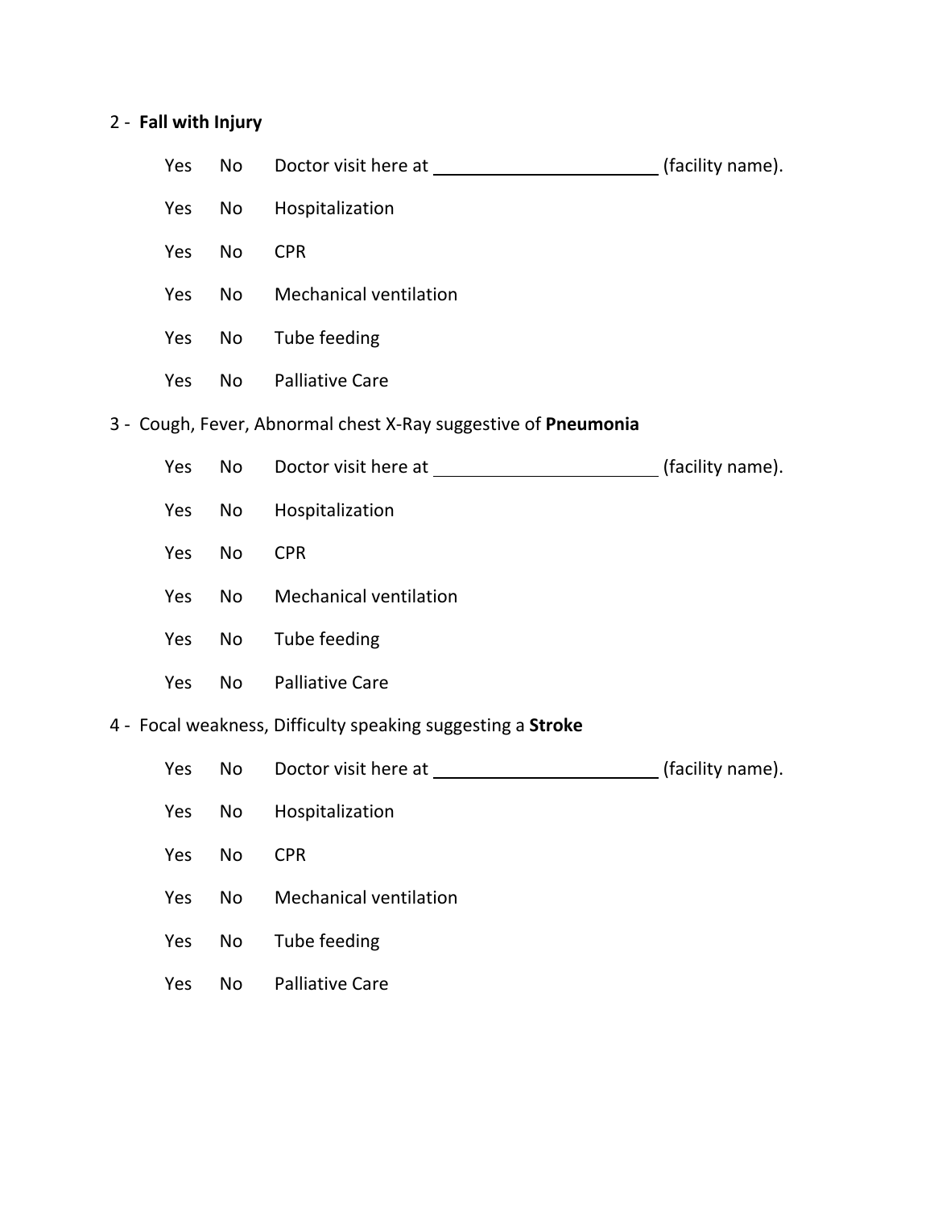2 - **Fall with Injury**

Yes No Doctor visit here at ______________________ (facility name).

Yes No Hospitalization

Yes No CPR

Yes No Mechanical ventilation

Yes No Tube feeding

Yes No Palliative Care

3 - Cough, Fever, Abnormal chest X-Ray suggestive of **Pneumonia**

Yes No Doctor visit here at ______________________ (facility name).

Yes No Hospitalization

Yes No CPR

Yes No Mechanical ventilation

Yes No Tube feeding

Yes No Palliative Care

4 - Focal weakness, Difficulty speaking suggesting a **Stroke**

Yes No Doctor visit here at ______________________ (facility name).

Yes No Hospitalization

Yes No CPR

Yes No Mechanical ventilation

Yes No Tube feeding

Yes No Palliative Care